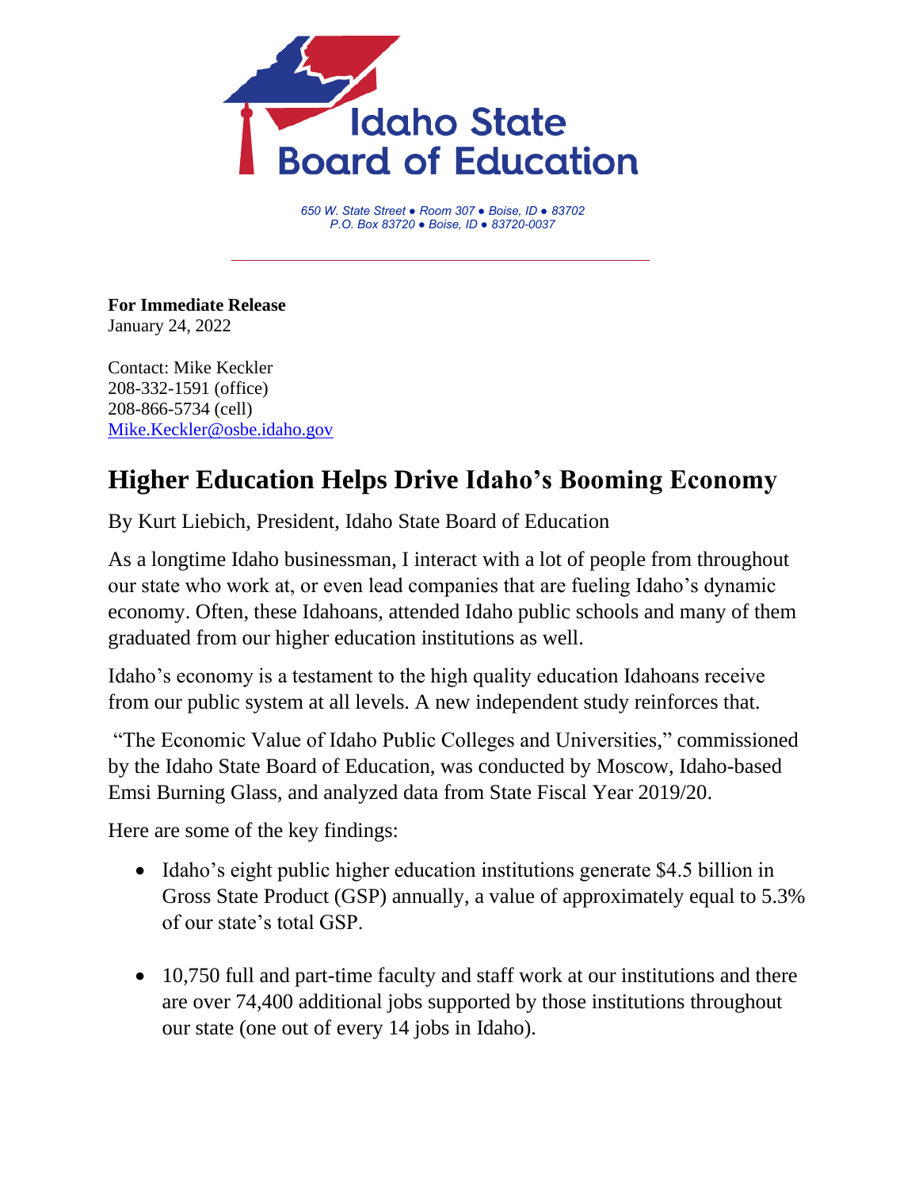Idaho State Board of Education

*650 W. State Street ● Room 307 ● Boise, ID ● 83702*
*P.O. Box 83720 ● Boise, ID ● 83720-0037*

**For Immediate Release**
January 24, 2022

Contact: Mike Keckler
208-332-1591 (office)
208-866-5734 (cell)
Mike.Keckler@osbe.idaho.gov

# Higher Education Helps Drive Idaho's Booming Economy

By Kurt Liebich, President, Idaho State Board of Education

As a longtime Idaho businessman, I interact with a lot of people from throughout our state who work at, or even lead companies that are fueling Idaho's dynamic economy. Often, these Idahoans, attended Idaho public schools and many of them graduated from our higher education institutions as well.

Idaho's economy is a testament to the high quality education Idahoans receive from our public system at all levels. A new independent study reinforces that.

"The Economic Value of Idaho Public Colleges and Universities," commissioned by the Idaho State Board of Education, was conducted by Moscow, Idaho-based Emsi Burning Glass, and analyzed data from State Fiscal Year 2019/20.

Here are some of the key findings:

- Idaho's eight public higher education institutions generate $4.5 billion in Gross State Product (GSP) annually, a value of approximately equal to 5.3% of our state's total GSP.

- 10,750 full and part-time faculty and staff work at our institutions and there are over 74,400 additional jobs supported by those institutions throughout our state (one out of every 14 jobs in Idaho).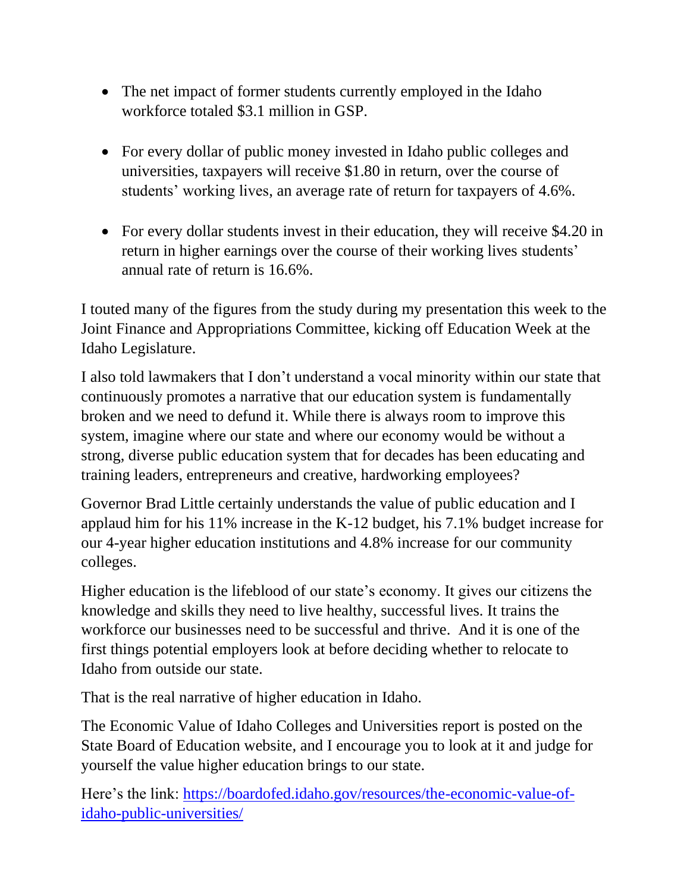- The net impact of former students currently employed in the Idaho workforce totaled $3.1 million in GSP.

- For every dollar of public money invested in Idaho public colleges and universities, taxpayers will receive $1.80 in return, over the course of students' working lives, an average rate of return for taxpayers of 4.6%.

- For every dollar students invest in their education, they will receive $4.20 in return in higher earnings over the course of their working lives students' annual rate of return is 16.6%.

I touted many of the figures from the study during my presentation this week to the Joint Finance and Appropriations Committee, kicking off Education Week at the Idaho Legislature.

I also told lawmakers that I don't understand a vocal minority within our state that continuously promotes a narrative that our education system is fundamentally broken and we need to defund it. While there is always room to improve this system, imagine where our state and where our economy would be without a strong, diverse public education system that for decades has been educating and training leaders, entrepreneurs and creative, hardworking employees?

Governor Brad Little certainly understands the value of public education and I applaud him for his 11% increase in the K-12 budget, his 7.1% budget increase for our 4-year higher education institutions and 4.8% increase for our community colleges.

Higher education is the lifeblood of our state's economy. It gives our citizens the knowledge and skills they need to live healthy, successful lives. It trains the workforce our businesses need to be successful and thrive. And it is one of the first things potential employers look at before deciding whether to relocate to Idaho from outside our state.

That is the real narrative of higher education in Idaho.

The Economic Value of Idaho Colleges and Universities report is posted on the State Board of Education website, and I encourage you to look at it and judge for yourself the value higher education brings to our state.

Here's the link: [https://boardofed.idaho.gov/resources/the-economic-value-of-idaho-public-universities/](https://boardofed.idaho.gov/resources/the-economic-value-of-idaho-public-universities/)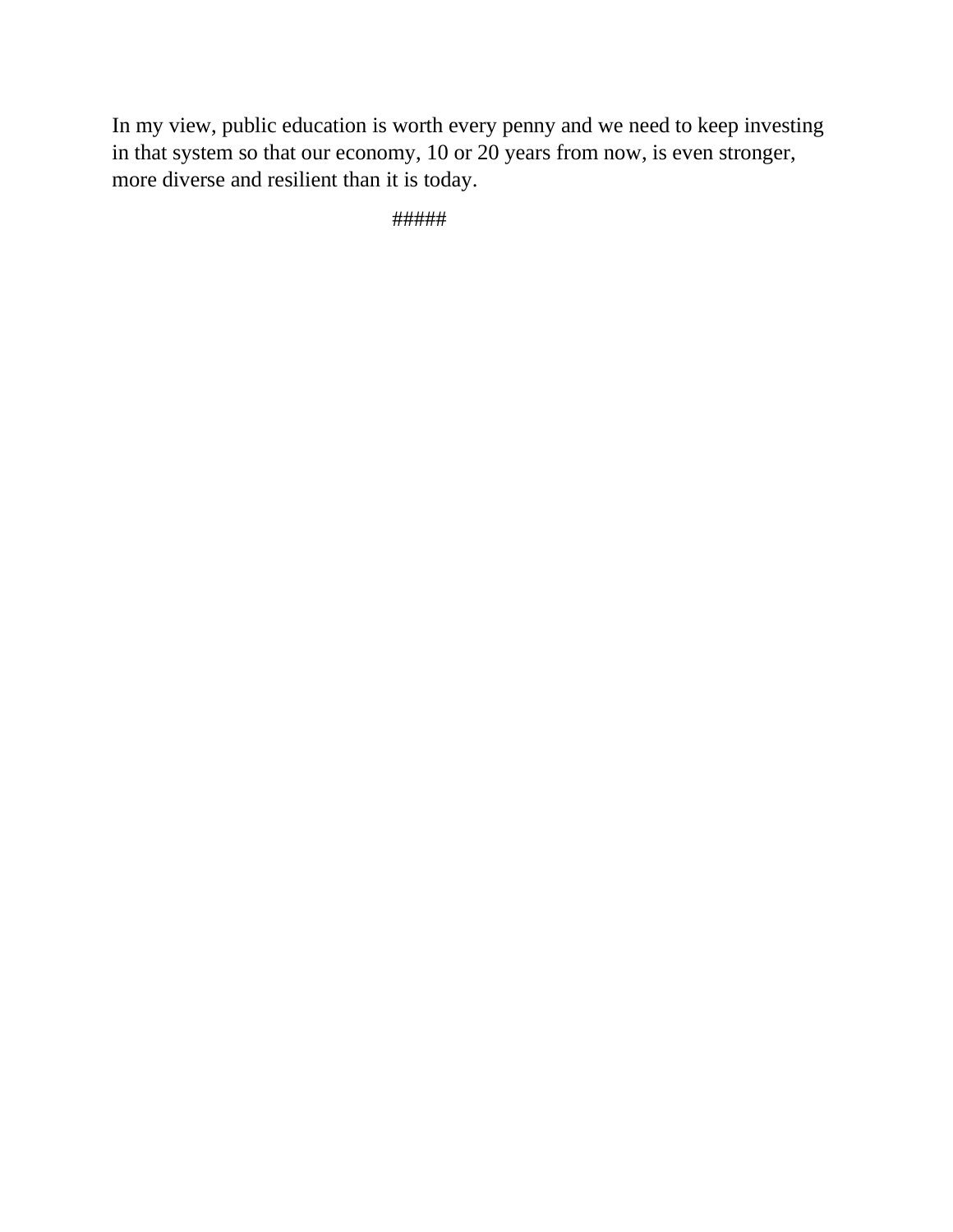In my view, public education is worth every penny and we need to keep investing in that system so that our economy, 10 or 20 years from now, is even stronger, more diverse and resilient than it is today.

#####